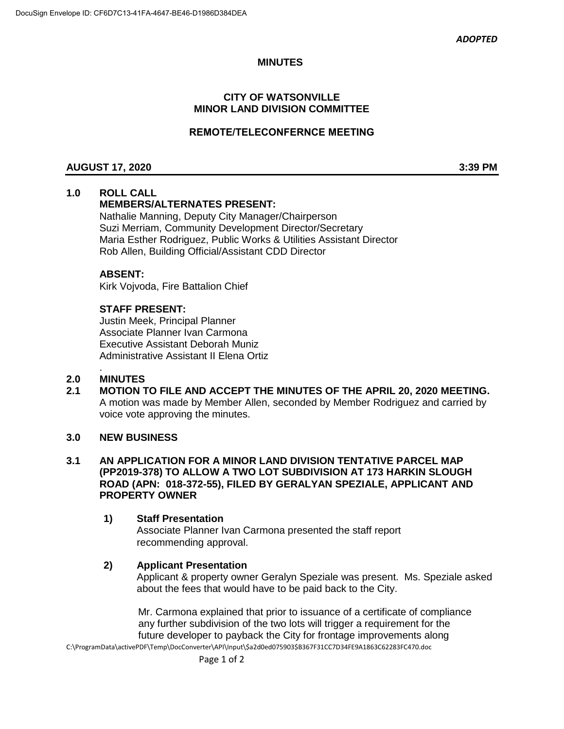*ADOPTED*

**MINUTES**

**CITY OF WATSONVILLE**
**MINOR LAND DIVISION COMMITTEE**

**REMOTE/TELECONFERNCE MEETING**

**AUGUST 17, 2020** **3:39 PM**

**1.0 ROLL CALL**

**MEMBERS/ALTERNATES PRESENT:**

Nathalie Manning, Deputy City Manager/Chairperson
Suzi Merriam, Community Development Director/Secretary
Maria Esther Rodriguez, Public Works & Utilities Assistant Director
Rob Allen, Building Official/Assistant CDD Director

**ABSENT:**

Kirk Vojvoda, Fire Battalion Chief

**STAFF PRESENT:**

Justin Meek, Principal Planner
Associate Planner Ivan Carmona
Executive Assistant Deborah Muniz
Administrative Assistant II Elena Ortiz

.

**2.0 MINUTES**

**2.1 MOTION TO FILE AND ACCEPT THE MINUTES OF THE APRIL 20, 2020 MEETING.**

A motion was made by Member Allen, seconded by Member Rodriguez and carried by voice vote approving the minutes.

**3.0 NEW BUSINESS**

**3.1 AN APPLICATION FOR A MINOR LAND DIVISION TENTATIVE PARCEL MAP (PP2019-378) TO ALLOW A TWO LOT SUBDIVISION AT 173 HARKIN SLOUGH ROAD (APN: 018-372-55), FILED BY GERALYAN SPEZIALE, APPLICANT AND PROPERTY OWNER**

**1) Staff Presentation**

Associate Planner Ivan Carmona presented the staff report recommending approval.

**2) Applicant Presentation**

Applicant & property owner Geralyn Speziale was present. Ms. Speziale asked about the fees that would have to be paid back to the City.

Mr. Carmona explained that prior to issuance of a certificate of compliance any further subdivision of the two lots will trigger a requirement for the future developer to payback the City for frontage improvements along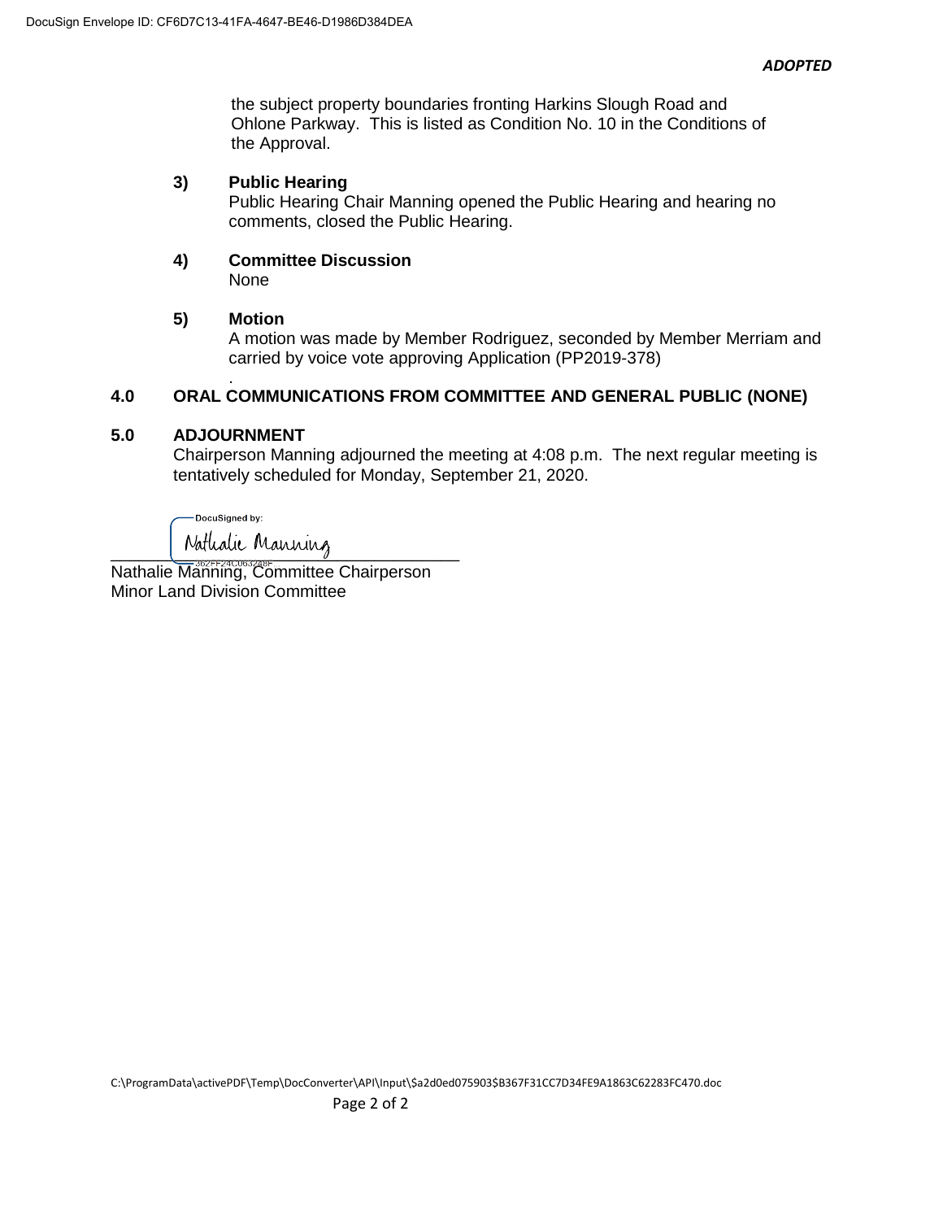*ADOPTED*

the subject property boundaries fronting Harkins Slough Road and Ohlone Parkway. This is listed as Condition No. 10 in the Conditions of the Approval.

**3) Public Hearing**

Public Hearing Chair Manning opened the Public Hearing and hearing no comments, closed the Public Hearing.

**4) Committee Discussion**

None

**5) Motion**

A motion was made by Member Rodriguez, seconded by Member Merriam and carried by voice vote approving Application (PP2019-378)

.

## 4.0 ORAL COMMUNICATIONS FROM COMMITTEE AND GENERAL PUBLIC (NONE)

## 5.0 ADJOURNMENT

Chairperson Manning adjourned the meeting at 4:08 p.m. The next regular meeting is tentatively scheduled for Monday, September 21, 2020.

DocuSigned by:

Nathalie Manning

362FF24C063248F

Nathalie Manning, Committee Chairperson
Minor Land Division Committee

C:\ProgramData\activePDF\Temp\DocConverter\API\Input\$a2d0ed075903$B367F31CC7D34FE9A1863C62283FC470.doc